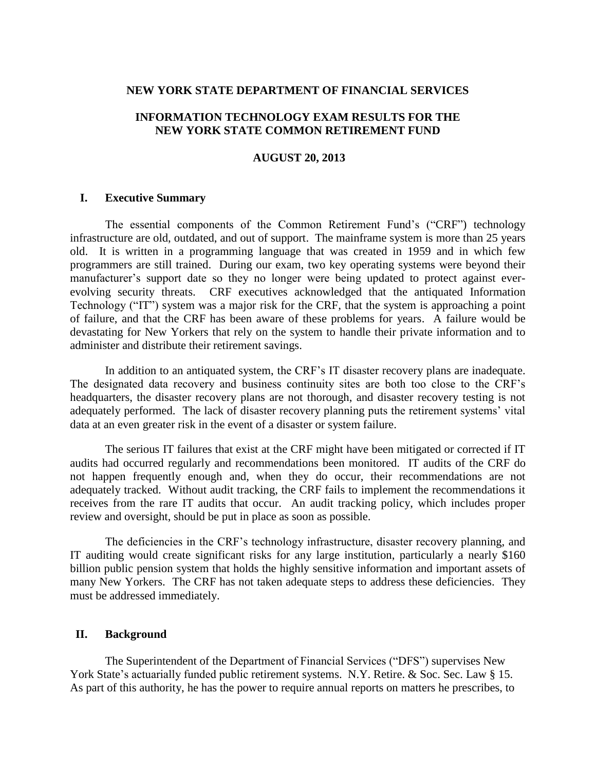**NEW YORK STATE DEPARTMENT OF FINANCIAL SERVICES**

# INFORMATION TECHNOLOGY EXAM RESULTS FOR THE NEW YORK STATE COMMON RETIREMENT FUND

**AUGUST 20, 2013**

## I. Executive Summary

The essential components of the Common Retirement Fund's ("CRF") technology infrastructure are old, outdated, and out of support. The mainframe system is more than 25 years old. It is written in a programming language that was created in 1959 and in which few programmers are still trained. During our exam, two key operating systems were beyond their manufacturer's support date so they no longer were being updated to protect against ever-evolving security threats. CRF executives acknowledged that the antiquated Information Technology ("IT") system was a major risk for the CRF, that the system is approaching a point of failure, and that the CRF has been aware of these problems for years. A failure would be devastating for New Yorkers that rely on the system to handle their private information and to administer and distribute their retirement savings.

In addition to an antiquated system, the CRF's IT disaster recovery plans are inadequate. The designated data recovery and business continuity sites are both too close to the CRF's headquarters, the disaster recovery plans are not thorough, and disaster recovery testing is not adequately performed. The lack of disaster recovery planning puts the retirement systems' vital data at an even greater risk in the event of a disaster or system failure.

The serious IT failures that exist at the CRF might have been mitigated or corrected if IT audits had occurred regularly and recommendations been monitored. IT audits of the CRF do not happen frequently enough and, when they do occur, their recommendations are not adequately tracked. Without audit tracking, the CRF fails to implement the recommendations it receives from the rare IT audits that occur. An audit tracking policy, which includes proper review and oversight, should be put in place as soon as possible.

The deficiencies in the CRF's technology infrastructure, disaster recovery planning, and IT auditing would create significant risks for any large institution, particularly a nearly $160 billion public pension system that holds the highly sensitive information and important assets of many New Yorkers. The CRF has not taken adequate steps to address these deficiencies. They must be addressed immediately.

## II. Background

The Superintendent of the Department of Financial Services ("DFS") supervises New York State's actuarially funded public retirement systems. N.Y. Retire. & Soc. Sec. Law § 15. As part of this authority, he has the power to require annual reports on matters he prescribes, to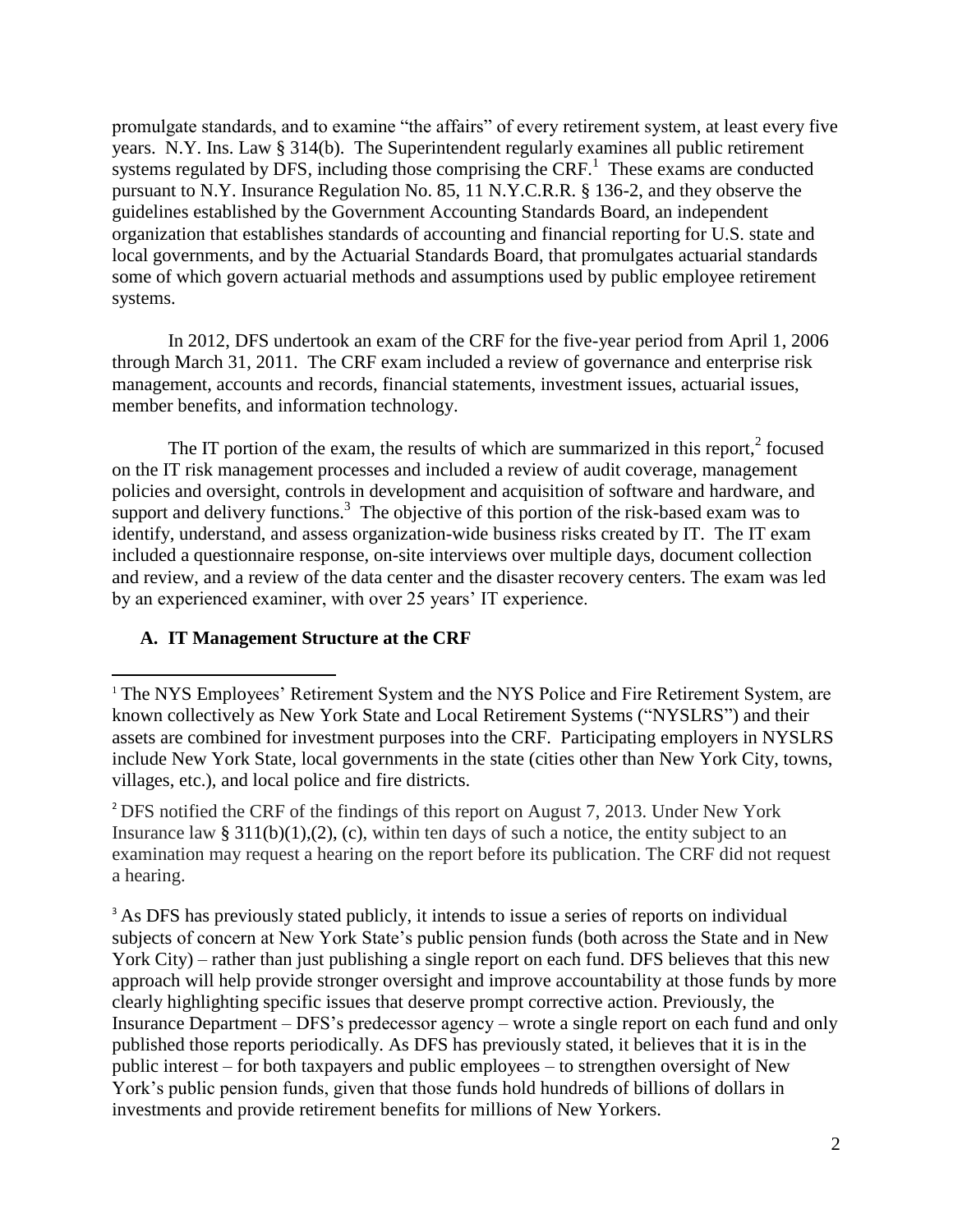promulgate standards, and to examine "the affairs" of every retirement system, at least every five years. N.Y. Ins. Law § 314(b). The Superintendent regularly examines all public retirement systems regulated by DFS, including those comprising the CRF.[1] These exams are conducted pursuant to N.Y. Insurance Regulation No. 85, 11 N.Y.C.R.R. § 136-2, and they observe the guidelines established by the Government Accounting Standards Board, an independent organization that establishes standards of accounting and financial reporting for U.S. state and local governments, and by the Actuarial Standards Board, that promulgates actuarial standards some of which govern actuarial methods and assumptions used by public employee retirement systems.

In 2012, DFS undertook an exam of the CRF for the five-year period from April 1, 2006 through March 31, 2011. The CRF exam included a review of governance and enterprise risk management, accounts and records, financial statements, investment issues, actuarial issues, member benefits, and information technology.

The IT portion of the exam, the results of which are summarized in this report,[2] focused on the IT risk management processes and included a review of audit coverage, management policies and oversight, controls in development and acquisition of software and hardware, and support and delivery functions.[3] The objective of this portion of the risk-based exam was to identify, understand, and assess organization-wide business risks created by IT. The IT exam included a questionnaire response, on-site interviews over multiple days, document collection and review, and a review of the data center and the disaster recovery centers. The exam was led by an experienced examiner, with over 25 years' IT experience.

### A. IT Management Structure at the CRF

---

[1] The NYS Employees' Retirement System and the NYS Police and Fire Retirement System, are known collectively as New York State and Local Retirement Systems ("NYSLRS") and their assets are combined for investment purposes into the CRF. Participating employers in NYSLRS include New York State, local governments in the state (cities other than New York City, towns, villages, etc.), and local police and fire districts.

[2] DFS notified the CRF of the findings of this report on August 7, 2013. Under New York Insurance law § 311(b)(1),(2), (c), within ten days of such a notice, the entity subject to an examination may request a hearing on the report before its publication. The CRF did not request a hearing.

[3] As DFS has previously stated publicly, it intends to issue a series of reports on individual subjects of concern at New York State's public pension funds (both across the State and in New York City) – rather than just publishing a single report on each fund. DFS believes that this new approach will help provide stronger oversight and improve accountability at those funds by more clearly highlighting specific issues that deserve prompt corrective action. Previously, the Insurance Department – DFS's predecessor agency – wrote a single report on each fund and only published those reports periodically. As DFS has previously stated, it believes that it is in the public interest – for both taxpayers and public employees – to strengthen oversight of New York's public pension funds, given that those funds hold hundreds of billions of dollars in investments and provide retirement benefits for millions of New Yorkers.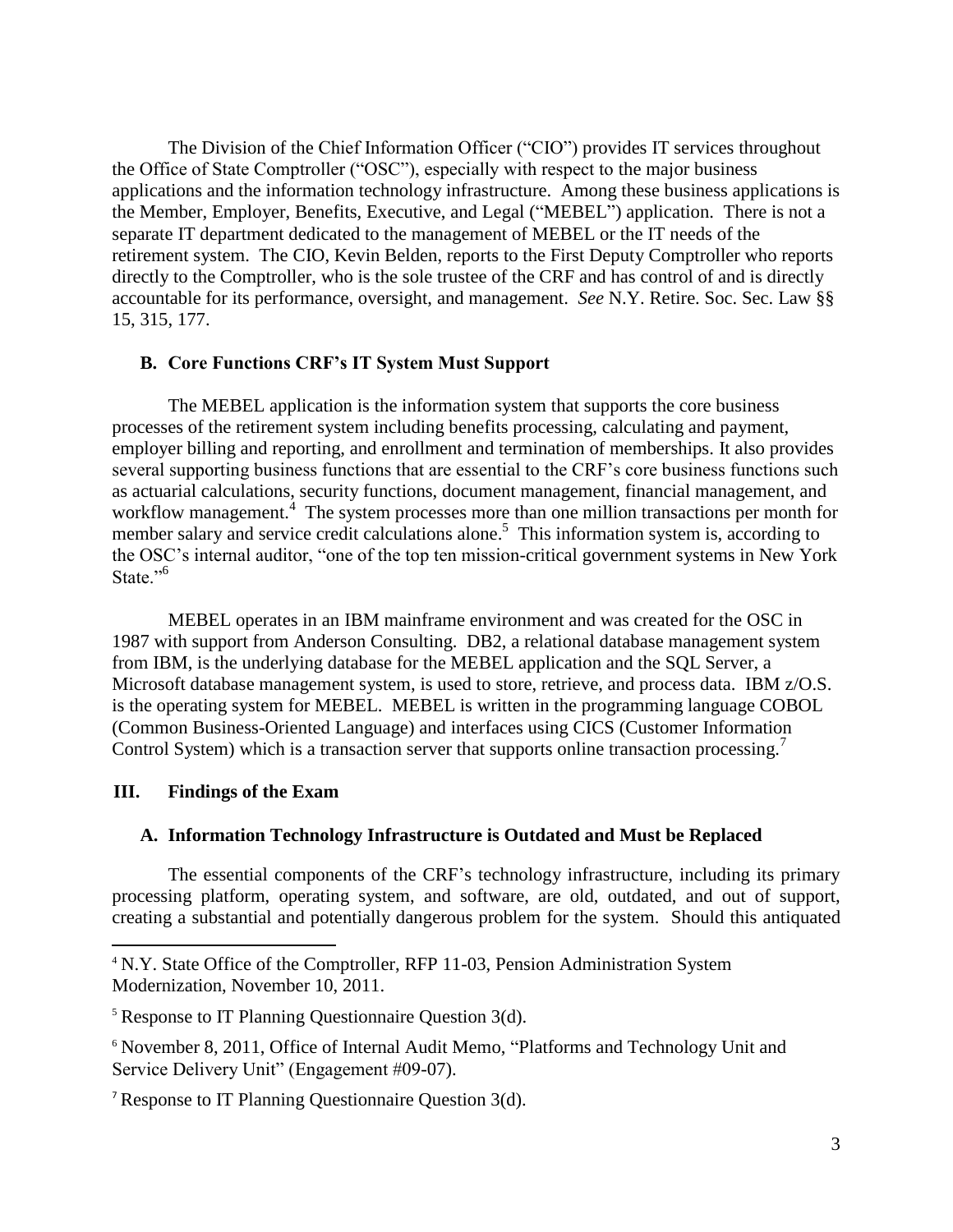The Division of the Chief Information Officer ("CIO") provides IT services throughout the Office of State Comptroller ("OSC"), especially with respect to the major business applications and the information technology infrastructure. Among these business applications is the Member, Employer, Benefits, Executive, and Legal ("MEBEL") application. There is not a separate IT department dedicated to the management of MEBEL or the IT needs of the retirement system. The CIO, Kevin Belden, reports to the First Deputy Comptroller who reports directly to the Comptroller, who is the sole trustee of the CRF and has control of and is directly accountable for its performance, oversight, and management. *See* N.Y. Retire. Soc. Sec. Law §§ 15, 315, 177.

### B. Core Functions CRF's IT System Must Support

The MEBEL application is the information system that supports the core business processes of the retirement system including benefits processing, calculating and payment, employer billing and reporting, and enrollment and termination of memberships. It also provides several supporting business functions that are essential to the CRF's core business functions such as actuarial calculations, security functions, document management, financial management, and workflow management.[4] The system processes more than one million transactions per month for member salary and service credit calculations alone.[5] This information system is, according to the OSC's internal auditor, "one of the top ten mission-critical government systems in New York State."[6]

MEBEL operates in an IBM mainframe environment and was created for the OSC in 1987 with support from Anderson Consulting. DB2, a relational database management system from IBM, is the underlying database for the MEBEL application and the SQL Server, a Microsoft database management system, is used to store, retrieve, and process data. IBM z/O.S. is the operating system for MEBEL. MEBEL is written in the programming language COBOL (Common Business-Oriented Language) and interfaces using CICS (Customer Information Control System) which is a transaction server that supports online transaction processing.[7]

## III. Findings of the Exam

### A. Information Technology Infrastructure is Outdated and Must be Replaced

The essential components of the CRF's technology infrastructure, including its primary processing platform, operating system, and software, are old, outdated, and out of support, creating a substantial and potentially dangerous problem for the system. Should this antiquated

---

[4] N.Y. State Office of the Comptroller, RFP 11-03, Pension Administration System Modernization, November 10, 2011.

[5] Response to IT Planning Questionnaire Question 3(d).

[6] November 8, 2011, Office of Internal Audit Memo, "Platforms and Technology Unit and Service Delivery Unit" (Engagement #09-07).

[7] Response to IT Planning Questionnaire Question 3(d).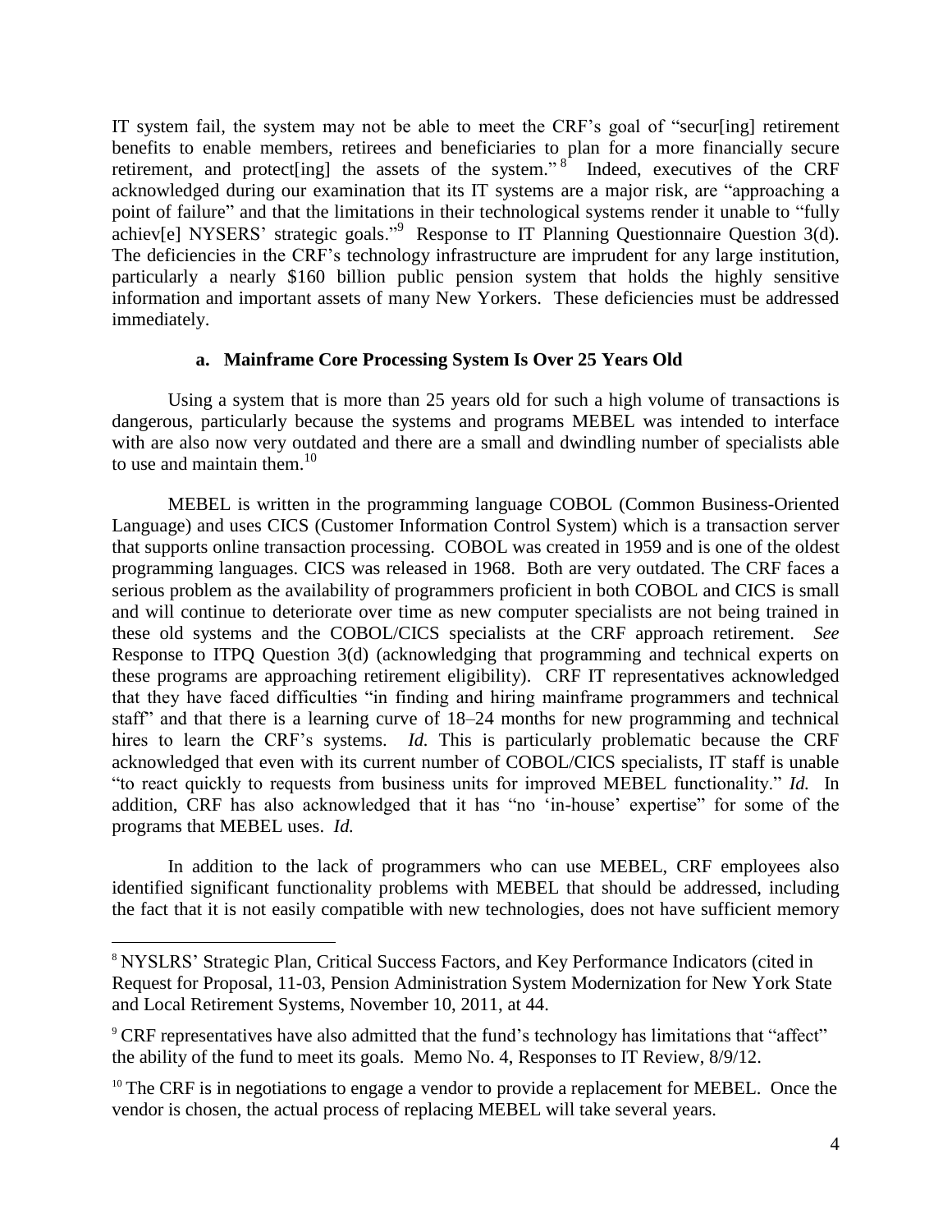IT system fail, the system may not be able to meet the CRF's goal of "secur[ing] retirement benefits to enable members, retirees and beneficiaries to plan for a more financially secure retirement, and protect[ing] the assets of the system."[8] Indeed, executives of the CRF acknowledged during our examination that its IT systems are a major risk, are "approaching a point of failure" and that the limitations in their technological systems render it unable to "fully achiev[e] NYSERS' strategic goals."[9] Response to IT Planning Questionnaire Question 3(d). The deficiencies in the CRF's technology infrastructure are imprudent for any large institution, particularly a nearly $160 billion public pension system that holds the highly sensitive information and important assets of many New Yorkers. These deficiencies must be addressed immediately.

#### a. Mainframe Core Processing System Is Over 25 Years Old

Using a system that is more than 25 years old for such a high volume of transactions is dangerous, particularly because the systems and programs MEBEL was intended to interface with are also now very outdated and there are a small and dwindling number of specialists able to use and maintain them.[10]

MEBEL is written in the programming language COBOL (Common Business-Oriented Language) and uses CICS (Customer Information Control System) which is a transaction server that supports online transaction processing. COBOL was created in 1959 and is one of the oldest programming languages. CICS was released in 1968. Both are very outdated. The CRF faces a serious problem as the availability of programmers proficient in both COBOL and CICS is small and will continue to deteriorate over time as new computer specialists are not being trained in these old systems and the COBOL/CICS specialists at the CRF approach retirement. *See* Response to ITPQ Question 3(d) (acknowledging that programming and technical experts on these programs are approaching retirement eligibility). CRF IT representatives acknowledged that they have faced difficulties "in finding and hiring mainframe programmers and technical staff" and that there is a learning curve of 18–24 months for new programming and technical hires to learn the CRF's systems. *Id.* This is particularly problematic because the CRF acknowledged that even with its current number of COBOL/CICS specialists, IT staff is unable "to react quickly to requests from business units for improved MEBEL functionality." *Id.* In addition, CRF has also acknowledged that it has "no 'in-house' expertise" for some of the programs that MEBEL uses. *Id.*

In addition to the lack of programmers who can use MEBEL, CRF employees also identified significant functionality problems with MEBEL that should be addressed, including the fact that it is not easily compatible with new technologies, does not have sufficient memory

---

[8] NYSLRS' Strategic Plan, Critical Success Factors, and Key Performance Indicators (cited in Request for Proposal, 11-03, Pension Administration System Modernization for New York State and Local Retirement Systems, November 10, 2011, at 44.

[9] CRF representatives have also admitted that the fund's technology has limitations that "affect" the ability of the fund to meet its goals. Memo No. 4, Responses to IT Review, 8/9/12.

[10] The CRF is in negotiations to engage a vendor to provide a replacement for MEBEL. Once the vendor is chosen, the actual process of replacing MEBEL will take several years.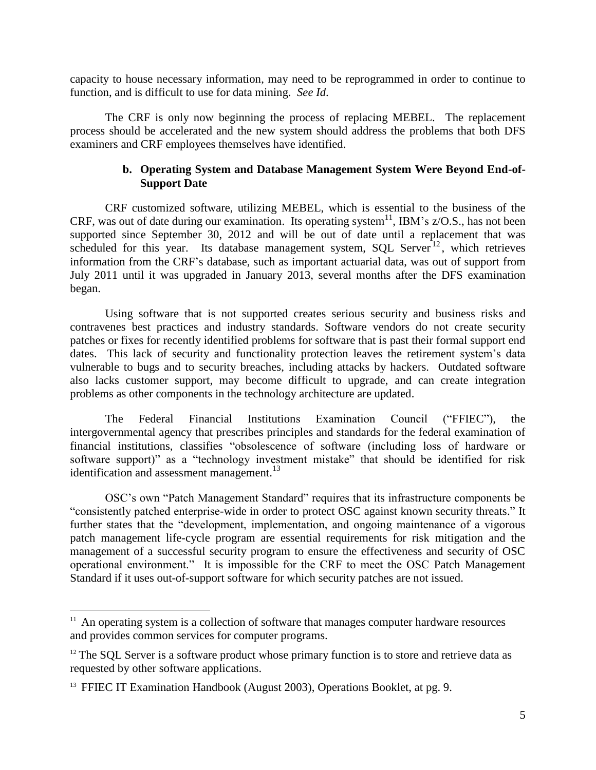capacity to house necessary information, may need to be reprogrammed in order to continue to function, and is difficult to use for data mining. *See Id.*

The CRF is only now beginning the process of replacing MEBEL. The replacement process should be accelerated and the new system should address the problems that both DFS examiners and CRF employees themselves have identified.

### b. Operating System and Database Management System Were Beyond End-of-Support Date

CRF customized software, utilizing MEBEL, which is essential to the business of the CRF, was out of date during our examination. Its operating system[11], IBM's z/O.S., has not been supported since September 30, 2012 and will be out of date until a replacement that was scheduled for this year. Its database management system, SQL Server[12], which retrieves information from the CRF's database, such as important actuarial data, was out of support from July 2011 until it was upgraded in January 2013, several months after the DFS examination began.

Using software that is not supported creates serious security and business risks and contravenes best practices and industry standards. Software vendors do not create security patches or fixes for recently identified problems for software that is past their formal support end dates. This lack of security and functionality protection leaves the retirement system's data vulnerable to bugs and to security breaches, including attacks by hackers. Outdated software also lacks customer support, may become difficult to upgrade, and can create integration problems as other components in the technology architecture are updated.

The Federal Financial Institutions Examination Council ("FFIEC"), the intergovernmental agency that prescribes principles and standards for the federal examination of financial institutions, classifies "obsolescence of software (including loss of hardware or software support)" as a "technology investment mistake" that should be identified for risk identification and assessment management.[13]

OSC's own "Patch Management Standard" requires that its infrastructure components be "consistently patched enterprise-wide in order to protect OSC against known security threats." It further states that the "development, implementation, and ongoing maintenance of a vigorous patch management life-cycle program are essential requirements for risk mitigation and the management of a successful security program to ensure the effectiveness and security of OSC operational environment." It is impossible for the CRF to meet the OSC Patch Management Standard if it uses out-of-support software for which security patches are not issued.

---

[11] An operating system is a collection of software that manages computer hardware resources and provides common services for computer programs.

[12] The SQL Server is a software product whose primary function is to store and retrieve data as requested by other software applications.

[13] FFIEC IT Examination Handbook (August 2003), Operations Booklet, at pg. 9.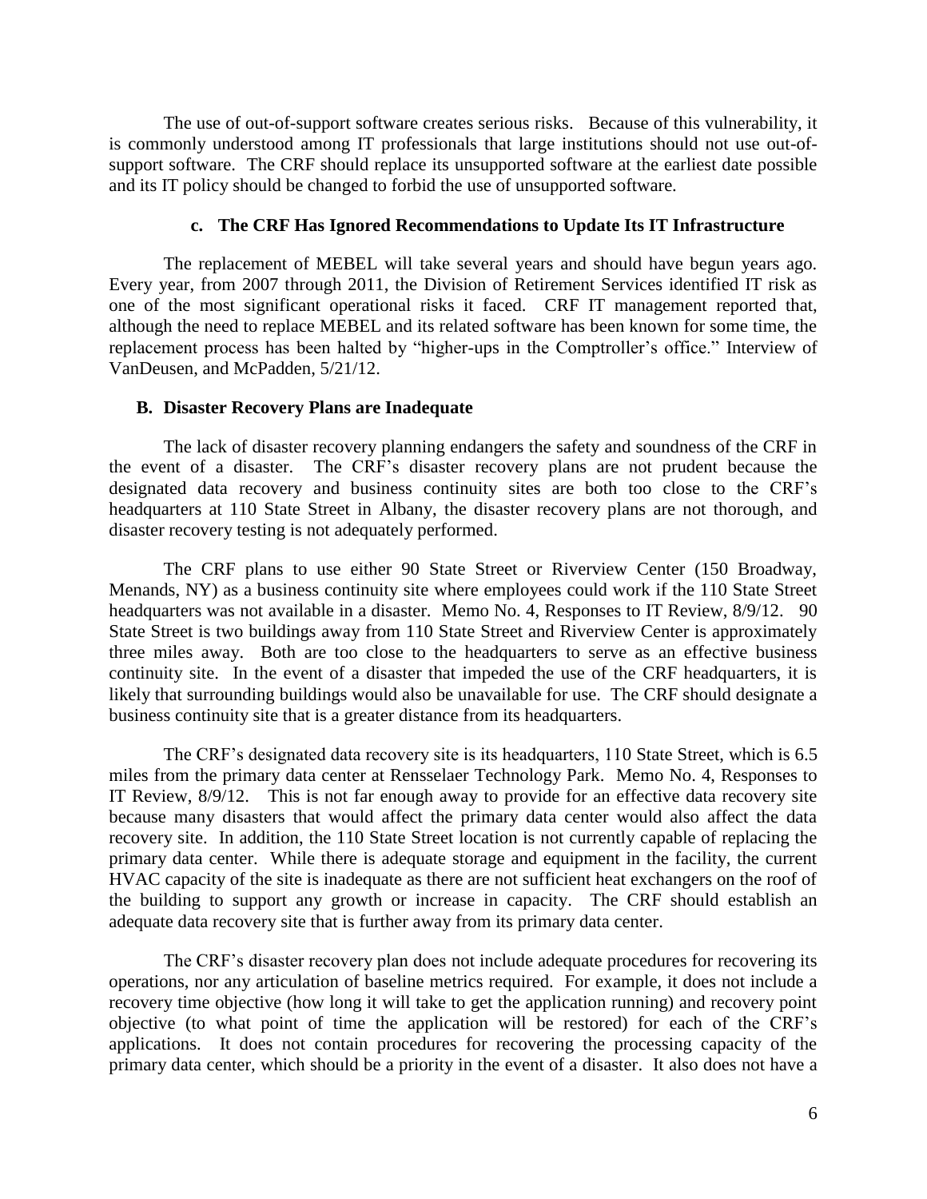The use of out-of-support software creates serious risks. Because of this vulnerability, it is commonly understood among IT professionals that large institutions should not use out-of-support software. The CRF should replace its unsupported software at the earliest date possible and its IT policy should be changed to forbid the use of unsupported software.

#### c. The CRF Has Ignored Recommendations to Update Its IT Infrastructure

The replacement of MEBEL will take several years and should have begun years ago. Every year, from 2007 through 2011, the Division of Retirement Services identified IT risk as one of the most significant operational risks it faced. CRF IT management reported that, although the need to replace MEBEL and its related software has been known for some time, the replacement process has been halted by "higher-ups in the Comptroller's office." Interview of VanDeusen, and McPadden, 5/21/12.

### B. Disaster Recovery Plans are Inadequate

The lack of disaster recovery planning endangers the safety and soundness of the CRF in the event of a disaster. The CRF's disaster recovery plans are not prudent because the designated data recovery and business continuity sites are both too close to the CRF's headquarters at 110 State Street in Albany, the disaster recovery plans are not thorough, and disaster recovery testing is not adequately performed.

The CRF plans to use either 90 State Street or Riverview Center (150 Broadway, Menands, NY) as a business continuity site where employees could work if the 110 State Street headquarters was not available in a disaster. Memo No. 4, Responses to IT Review, 8/9/12. 90 State Street is two buildings away from 110 State Street and Riverview Center is approximately three miles away. Both are too close to the headquarters to serve as an effective business continuity site. In the event of a disaster that impeded the use of the CRF headquarters, it is likely that surrounding buildings would also be unavailable for use. The CRF should designate a business continuity site that is a greater distance from its headquarters.

The CRF's designated data recovery site is its headquarters, 110 State Street, which is 6.5 miles from the primary data center at Rensselaer Technology Park. Memo No. 4, Responses to IT Review, 8/9/12. This is not far enough away to provide for an effective data recovery site because many disasters that would affect the primary data center would also affect the data recovery site. In addition, the 110 State Street location is not currently capable of replacing the primary data center. While there is adequate storage and equipment in the facility, the current HVAC capacity of the site is inadequate as there are not sufficient heat exchangers on the roof of the building to support any growth or increase in capacity. The CRF should establish an adequate data recovery site that is further away from its primary data center.

The CRF's disaster recovery plan does not include adequate procedures for recovering its operations, nor any articulation of baseline metrics required. For example, it does not include a recovery time objective (how long it will take to get the application running) and recovery point objective (to what point of time the application will be restored) for each of the CRF's applications. It does not contain procedures for recovering the processing capacity of the primary data center, which should be a priority in the event of a disaster. It also does not have a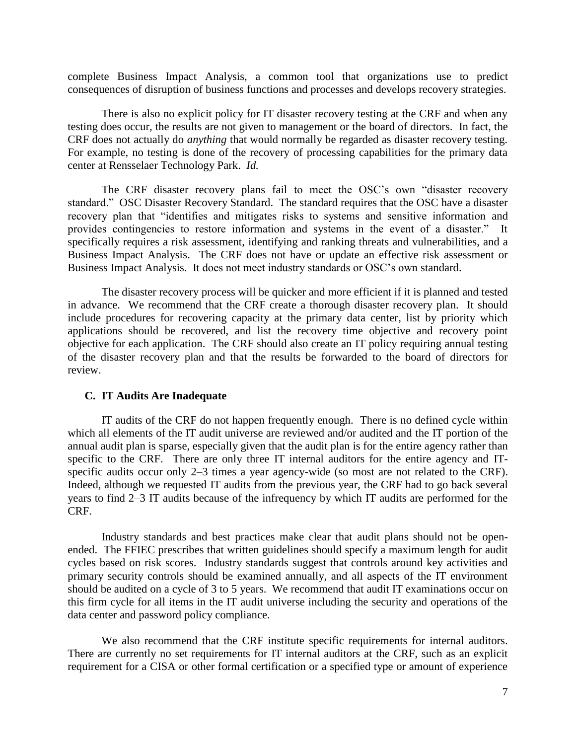complete Business Impact Analysis, a common tool that organizations use to predict consequences of disruption of business functions and processes and develops recovery strategies.

There is also no explicit policy for IT disaster recovery testing at the CRF and when any testing does occur, the results are not given to management or the board of directors. In fact, the CRF does not actually do *anything* that would normally be regarded as disaster recovery testing. For example, no testing is done of the recovery of processing capabilities for the primary data center at Rensselaer Technology Park. *Id.*

The CRF disaster recovery plans fail to meet the OSC's own "disaster recovery standard." OSC Disaster Recovery Standard. The standard requires that the OSC have a disaster recovery plan that "identifies and mitigates risks to systems and sensitive information and provides contingencies to restore information and systems in the event of a disaster." It specifically requires a risk assessment, identifying and ranking threats and vulnerabilities, and a Business Impact Analysis. The CRF does not have or update an effective risk assessment or Business Impact Analysis. It does not meet industry standards or OSC's own standard.

The disaster recovery process will be quicker and more efficient if it is planned and tested in advance. We recommend that the CRF create a thorough disaster recovery plan. It should include procedures for recovering capacity at the primary data center, list by priority which applications should be recovered, and list the recovery time objective and recovery point objective for each application. The CRF should also create an IT policy requiring annual testing of the disaster recovery plan and that the results be forwarded to the board of directors for review.

### C. IT Audits Are Inadequate

IT audits of the CRF do not happen frequently enough. There is no defined cycle within which all elements of the IT audit universe are reviewed and/or audited and the IT portion of the annual audit plan is sparse, especially given that the audit plan is for the entire agency rather than specific to the CRF. There are only three IT internal auditors for the entire agency and IT-specific audits occur only 2–3 times a year agency-wide (so most are not related to the CRF). Indeed, although we requested IT audits from the previous year, the CRF had to go back several years to find 2–3 IT audits because of the infrequency by which IT audits are performed for the CRF.

Industry standards and best practices make clear that audit plans should not be open-ended. The FFIEC prescribes that written guidelines should specify a maximum length for audit cycles based on risk scores. Industry standards suggest that controls around key activities and primary security controls should be examined annually, and all aspects of the IT environment should be audited on a cycle of 3 to 5 years. We recommend that audit IT examinations occur on this firm cycle for all items in the IT audit universe including the security and operations of the data center and password policy compliance.

We also recommend that the CRF institute specific requirements for internal auditors. There are currently no set requirements for IT internal auditors at the CRF, such as an explicit requirement for a CISA or other formal certification or a specified type or amount of experience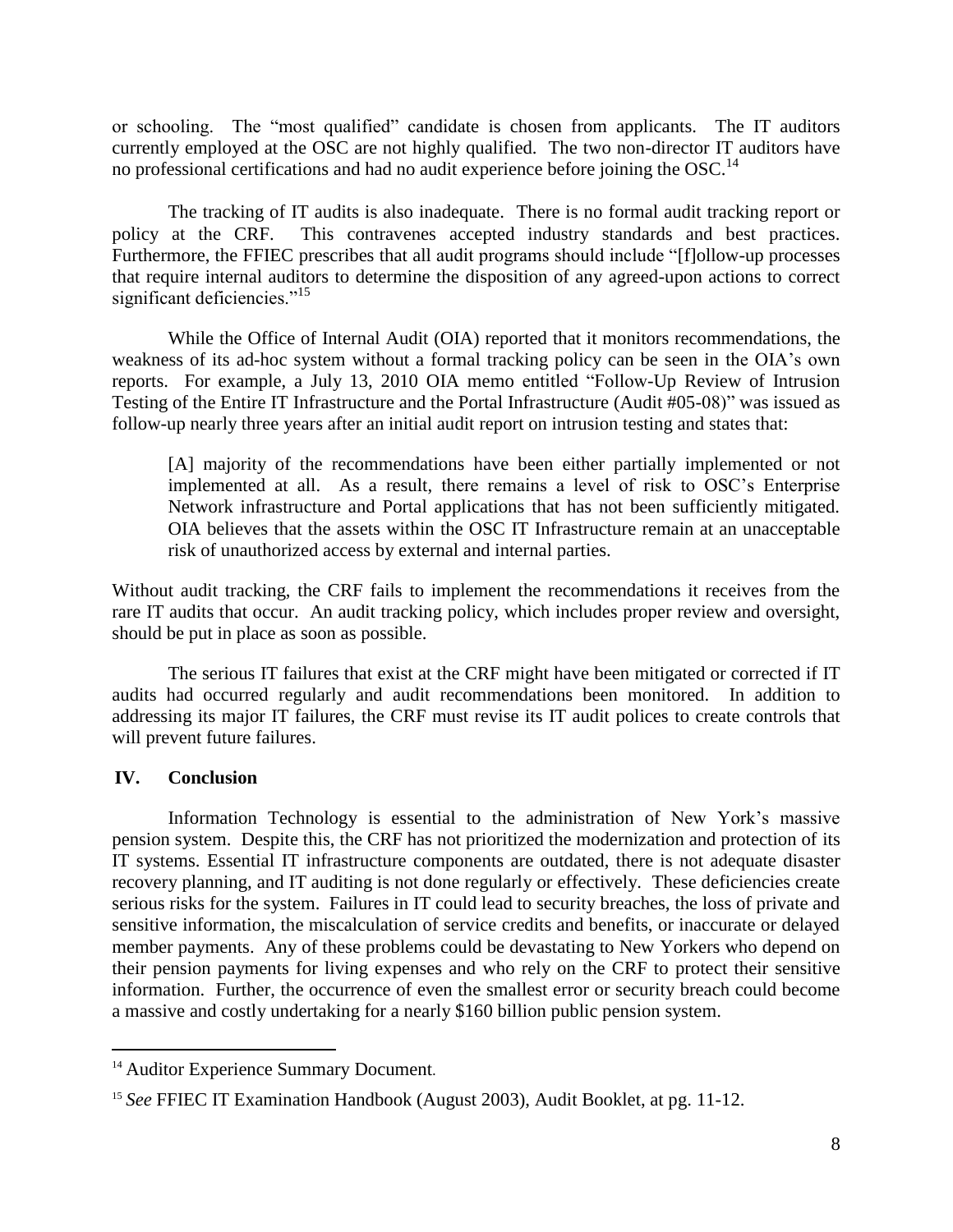or schooling. The "most qualified" candidate is chosen from applicants. The IT auditors currently employed at the OSC are not highly qualified. The two non-director IT auditors have no professional certifications and had no audit experience before joining the OSC.[14]

The tracking of IT audits is also inadequate. There is no formal audit tracking report or policy at the CRF. This contravenes accepted industry standards and best practices. Furthermore, the FFIEC prescribes that all audit programs should include "[f]ollow-up processes that require internal auditors to determine the disposition of any agreed-upon actions to correct significant deficiencies."[15]

While the Office of Internal Audit (OIA) reported that it monitors recommendations, the weakness of its ad-hoc system without a formal tracking policy can be seen in the OIA's own reports. For example, a July 13, 2010 OIA memo entitled "Follow-Up Review of Intrusion Testing of the Entire IT Infrastructure and the Portal Infrastructure (Audit #05-08)" was issued as follow-up nearly three years after an initial audit report on intrusion testing and states that:

> [A] majority of the recommendations have been either partially implemented or not implemented at all. As a result, there remains a level of risk to OSC's Enterprise Network infrastructure and Portal applications that has not been sufficiently mitigated. OIA believes that the assets within the OSC IT Infrastructure remain at an unacceptable risk of unauthorized access by external and internal parties.

Without audit tracking, the CRF fails to implement the recommendations it receives from the rare IT audits that occur. An audit tracking policy, which includes proper review and oversight, should be put in place as soon as possible.

The serious IT failures that exist at the CRF might have been mitigated or corrected if IT audits had occurred regularly and audit recommendations been monitored. In addition to addressing its major IT failures, the CRF must revise its IT audit polices to create controls that will prevent future failures.

## IV. Conclusion

Information Technology is essential to the administration of New York's massive pension system. Despite this, the CRF has not prioritized the modernization and protection of its IT systems. Essential IT infrastructure components are outdated, there is not adequate disaster recovery planning, and IT auditing is not done regularly or effectively. These deficiencies create serious risks for the system. Failures in IT could lead to security breaches, the loss of private and sensitive information, the miscalculation of service credits and benefits, or inaccurate or delayed member payments. Any of these problems could be devastating to New Yorkers who depend on their pension payments for living expenses and who rely on the CRF to protect their sensitive information. Further, the occurrence of even the smallest error or security breach could become a massive and costly undertaking for a nearly $160 billion public pension system.

---

[14] Auditor Experience Summary Document.

[15] *See* FFIEC IT Examination Handbook (August 2003), Audit Booklet, at pg. 11-12.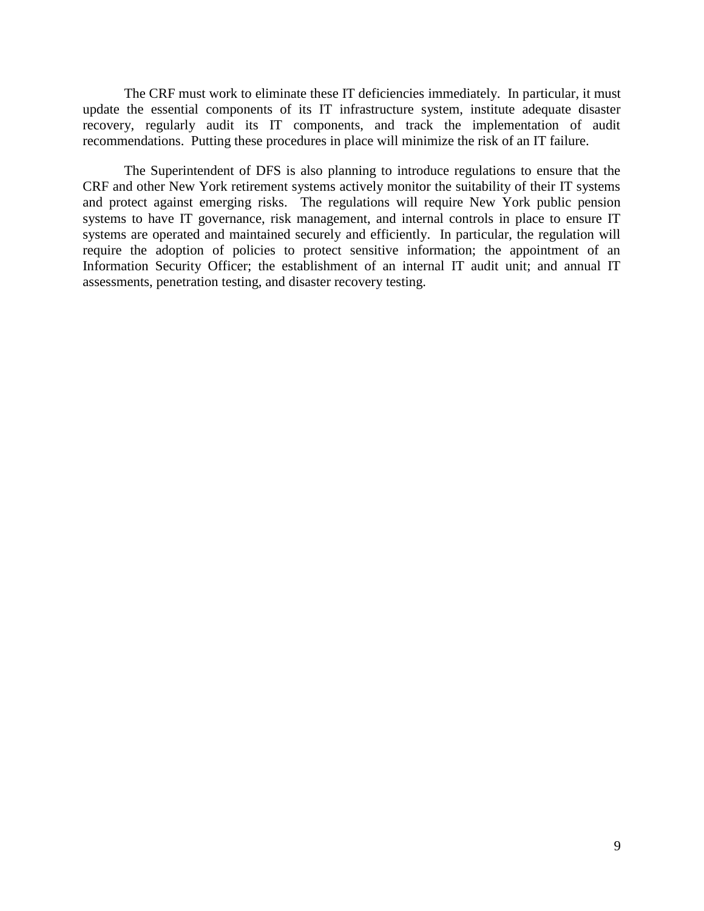The CRF must work to eliminate these IT deficiencies immediately. In particular, it must update the essential components of its IT infrastructure system, institute adequate disaster recovery, regularly audit its IT components, and track the implementation of audit recommendations. Putting these procedures in place will minimize the risk of an IT failure.

The Superintendent of DFS is also planning to introduce regulations to ensure that the CRF and other New York retirement systems actively monitor the suitability of their IT systems and protect against emerging risks. The regulations will require New York public pension systems to have IT governance, risk management, and internal controls in place to ensure IT systems are operated and maintained securely and efficiently. In particular, the regulation will require the adoption of policies to protect sensitive information; the appointment of an Information Security Officer; the establishment of an internal IT audit unit; and annual IT assessments, penetration testing, and disaster recovery testing.